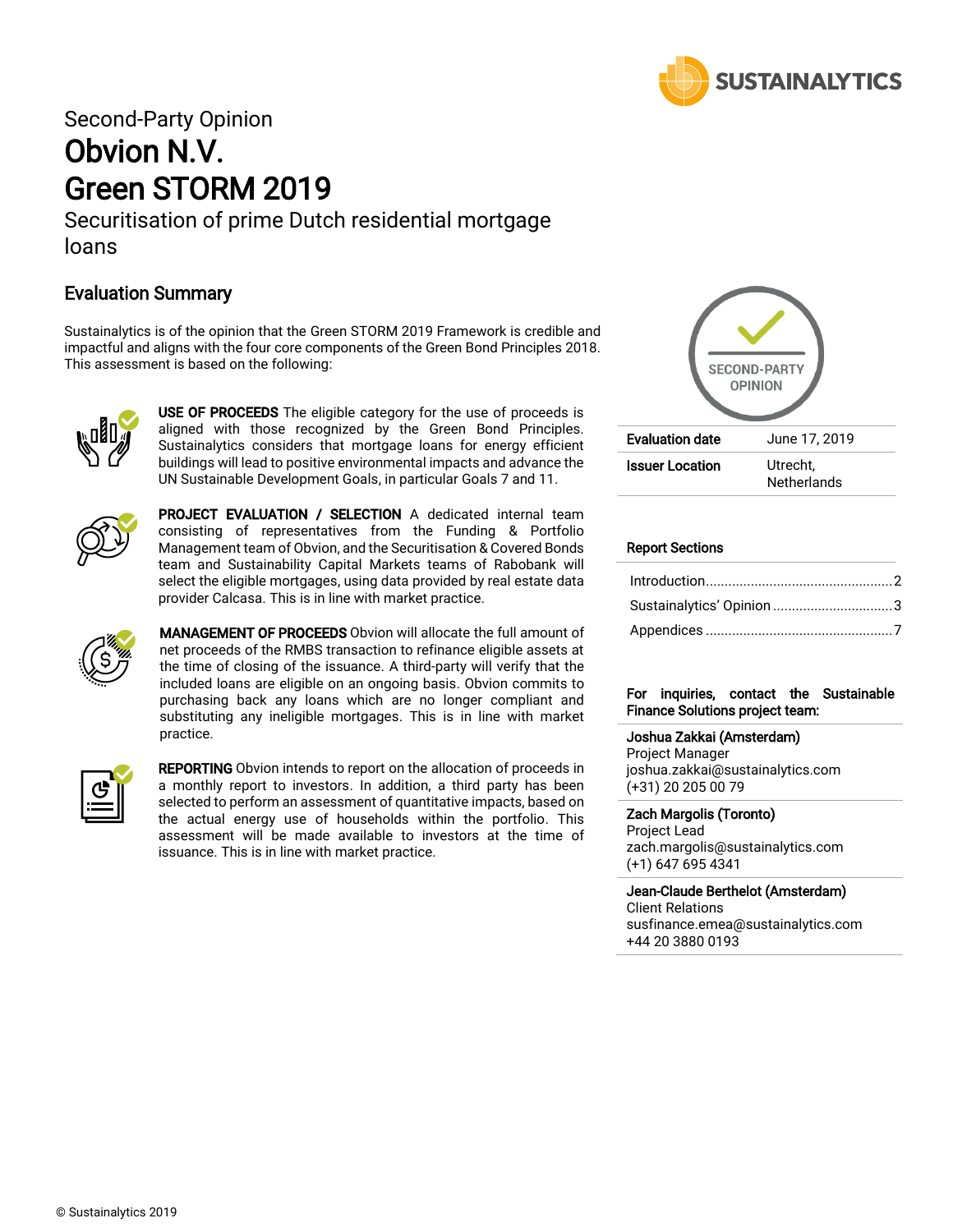Second-Party Opinion

# Obvion N.V.
# Green STORM 2019

Securitisation of prime Dutch residential mortgage loans

## Evaluation Summary

Sustainalytics is of the opinion that the Green STORM 2019 Framework is credible and impactful and aligns with the four core components of the Green Bond Principles 2018. This assessment is based on the following:

**USE OF PROCEEDS** The eligible category for the use of proceeds is aligned with those recognized by the Green Bond Principles. Sustainalytics considers that mortgage loans for energy efficient buildings will lead to positive environmental impacts and advance the UN Sustainable Development Goals, in particular Goals 7 and 11.

**PROJECT EVALUATION / SELECTION** A dedicated internal team consisting of representatives from the Funding & Portfolio Management team of Obvion, and the Securitisation & Covered Bonds team and Sustainability Capital Markets teams of Rabobank will select the eligible mortgages, using data provided by real estate data provider Calcasa. This is in line with market practice.

**MANAGEMENT OF PROCEEDS** Obvion will allocate the full amount of net proceeds of the RMBS transaction to refinance eligible assets at the time of closing of the issuance. A third-party will verify that the included loans are eligible on an ongoing basis. Obvion commits to purchasing back any loans which are no longer compliant and substituting any ineligible mortgages. This is in line with market practice.

**REPORTING** Obvion intends to report on the allocation of proceeds in a monthly report to investors. In addition, a third party has been selected to perform an assessment of quantitative impacts, based on the actual energy use of households within the portfolio. This assessment will be made available to investors at the time of issuance. This is in line with market practice.

SECOND-PARTY OPINION

| Evaluation date | June 17, 2019 |
|---|---|
| Issuer Location | Utrecht, Netherlands |

**Report Sections**

- Introduction.................................2
- Sustainalytics' Opinion.................3
- Appendices.................................7

**For inquiries, contact the Sustainable Finance Solutions project team:**

**Joshua Zakkai (Amsterdam)**
Project Manager
joshua.zakkai@sustainalytics.com
(+31) 20 205 00 79

**Zach Margolis (Toronto)**
Project Lead
zach.margolis@sustainalytics.com
(+1) 647 695 4341

**Jean-Claude Berthelot (Amsterdam)**
Client Relations
susfinance.emea@sustainalytics.com
+44 20 3880 0193

© Sustainalytics 2019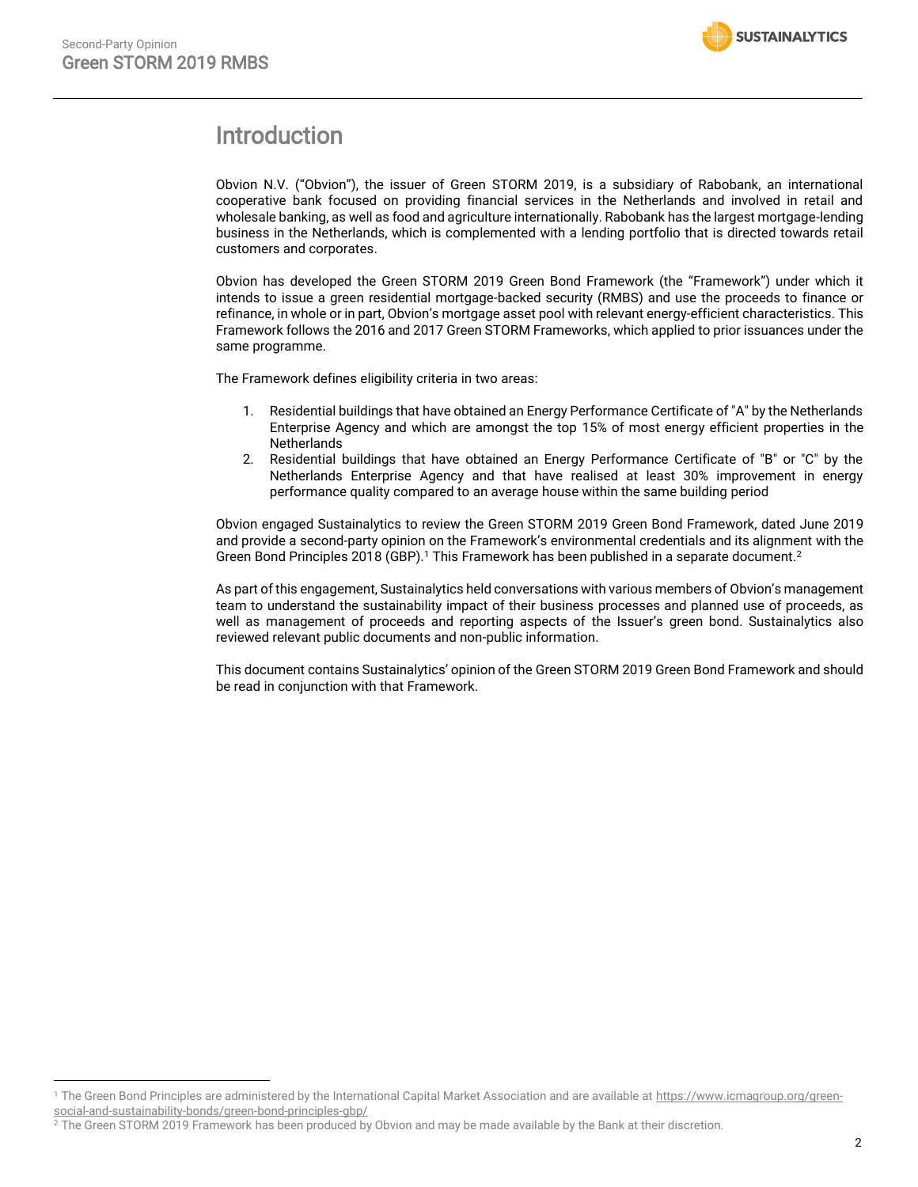# Introduction

Obvion N.V. ("Obvion"), the issuer of Green STORM 2019, is a subsidiary of Rabobank, an international cooperative bank focused on providing financial services in the Netherlands and involved in retail and wholesale banking, as well as food and agriculture internationally. Rabobank has the largest mortgage-lending business in the Netherlands, which is complemented with a lending portfolio that is directed towards retail customers and corporates.

Obvion has developed the Green STORM 2019 Green Bond Framework (the "Framework") under which it intends to issue a green residential mortgage-backed security (RMBS) and use the proceeds to finance or refinance, in whole or in part, Obvion's mortgage asset pool with relevant energy-efficient characteristics. This Framework follows the 2016 and 2017 Green STORM Frameworks, which applied to prior issuances under the same programme.

The Framework defines eligibility criteria in two areas:

1. Residential buildings that have obtained an Energy Performance Certificate of "A" by the Netherlands Enterprise Agency and which are amongst the top 15% of most energy efficient properties in the Netherlands
2. Residential buildings that have obtained an Energy Performance Certificate of "B" or "C" by the Netherlands Enterprise Agency and that have realised at least 30% improvement in energy performance quality compared to an average house within the same building period

Obvion engaged Sustainalytics to review the Green STORM 2019 Green Bond Framework, dated June 2019 and provide a second-party opinion on the Framework's environmental credentials and its alignment with the Green Bond Principles 2018 (GBP).[1] This Framework has been published in a separate document.[2]

As part of this engagement, Sustainalytics held conversations with various members of Obvion's management team to understand the sustainability impact of their business processes and planned use of proceeds, as well as management of proceeds and reporting aspects of the Issuer's green bond. Sustainalytics also reviewed relevant public documents and non-public information.

This document contains Sustainalytics' opinion of the Green STORM 2019 Green Bond Framework and should be read in conjunction with that Framework.

---

[1] The Green Bond Principles are administered by the International Capital Market Association and are available at https://www.icmagroup.org/green-social-and-sustainability-bonds/green-bond-principles-gbp/

[2] The Green STORM 2019 Framework has been produced by Obvion and may be made available by the Bank at their discretion.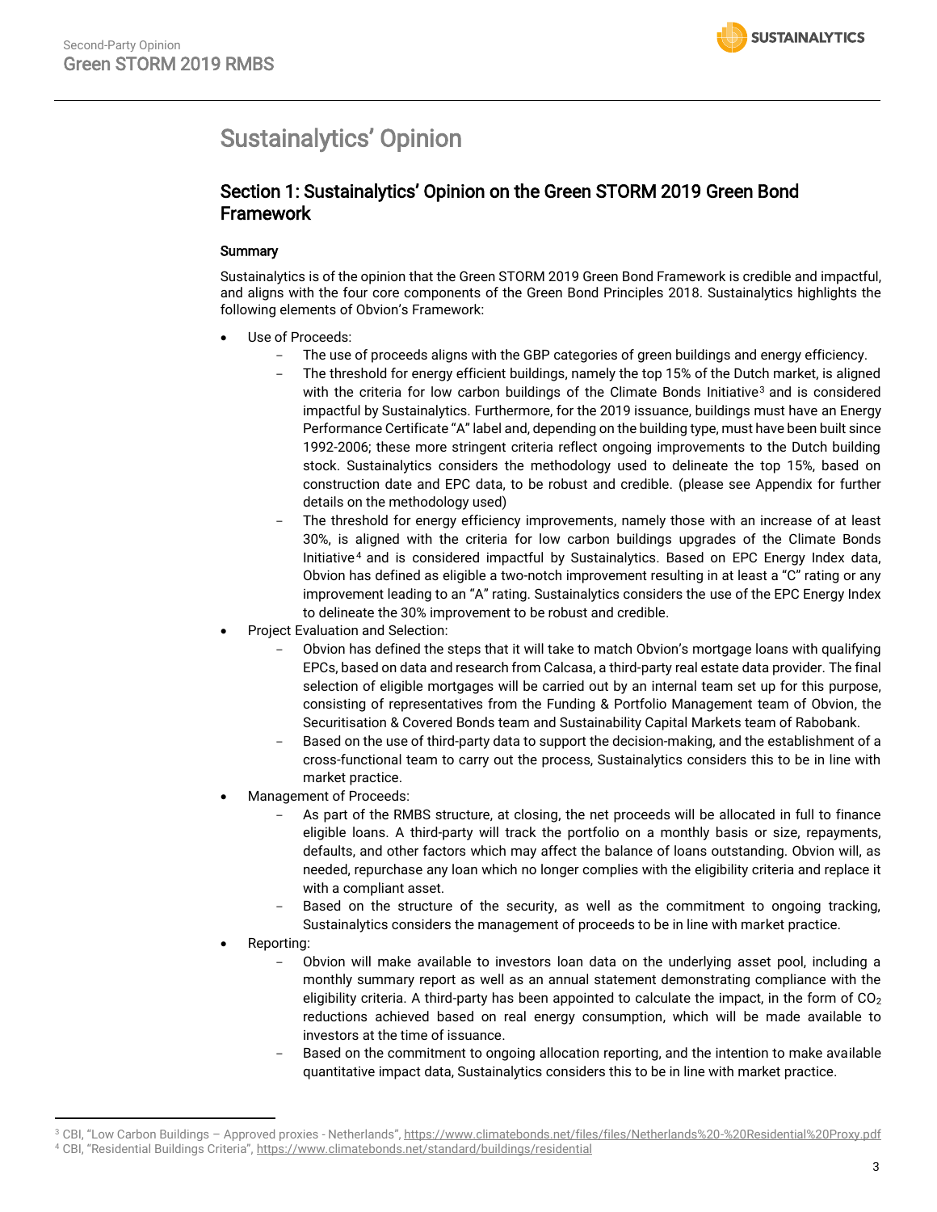# Sustainalytics' Opinion

## Section 1: Sustainalytics' Opinion on the Green STORM 2019 Green Bond Framework

### Summary

Sustainalytics is of the opinion that the Green STORM 2019 Green Bond Framework is credible and impactful, and aligns with the four core components of the Green Bond Principles 2018. Sustainalytics highlights the following elements of Obvion's Framework:

- Use of Proceeds:
  - The use of proceeds aligns with the GBP categories of green buildings and energy efficiency.
  - The threshold for energy efficient buildings, namely the top 15% of the Dutch market, is aligned with the criteria for low carbon buildings of the Climate Bonds Initiative[3] and is considered impactful by Sustainalytics. Furthermore, for the 2019 issuance, buildings must have an Energy Performance Certificate "A" label and, depending on the building type, must have been built since 1992-2006; these more stringent criteria reflect ongoing improvements to the Dutch building stock. Sustainalytics considers the methodology used to delineate the top 15%, based on construction date and EPC data, to be robust and credible. (please see Appendix for further details on the methodology used)
  - The threshold for energy efficiency improvements, namely those with an increase of at least 30%, is aligned with the criteria for low carbon buildings upgrades of the Climate Bonds Initiative[4] and is considered impactful by Sustainalytics. Based on EPC Energy Index data, Obvion has defined as eligible a two-notch improvement resulting in at least a "C" rating or any improvement leading to an "A" rating. Sustainalytics considers the use of the EPC Energy Index to delineate the 30% improvement to be robust and credible.
- Project Evaluation and Selection:
  - Obvion has defined the steps that it will take to match Obvion's mortgage loans with qualifying EPCs, based on data and research from Calcasa, a third-party real estate data provider. The final selection of eligible mortgages will be carried out by an internal team set up for this purpose, consisting of representatives from the Funding & Portfolio Management team of Obvion, the Securitisation & Covered Bonds team and Sustainability Capital Markets team of Rabobank.
  - Based on the use of third-party data to support the decision-making, and the establishment of a cross-functional team to carry out the process, Sustainalytics considers this to be in line with market practice.
- Management of Proceeds:
  - As part of the RMBS structure, at closing, the net proceeds will be allocated in full to finance eligible loans. A third-party will track the portfolio on a monthly basis or size, repayments, defaults, and other factors which may affect the balance of loans outstanding. Obvion will, as needed, repurchase any loan which no longer complies with the eligibility criteria and replace it with a compliant asset.
  - Based on the structure of the security, as well as the commitment to ongoing tracking, Sustainalytics considers the management of proceeds to be in line with market practice.
- Reporting:
  - Obvion will make available to investors loan data on the underlying asset pool, including a monthly summary report as well as an annual statement demonstrating compliance with the eligibility criteria. A third-party has been appointed to calculate the impact, in the form of $CO_2$ reductions achieved based on real energy consumption, which will be made available to investors at the time of issuance.
  - Based on the commitment to ongoing allocation reporting, and the intention to make available quantitative impact data, Sustainalytics considers this to be in line with market practice.

---

[3] CBI, "Low Carbon Buildings – Approved proxies - Netherlands", https://www.climatebonds.net/files/files/Netherlands%20-%20Residential%20Proxy.pdf

[4] CBI, "Residential Buildings Criteria", https://www.climatebonds.net/standard/buildings/residential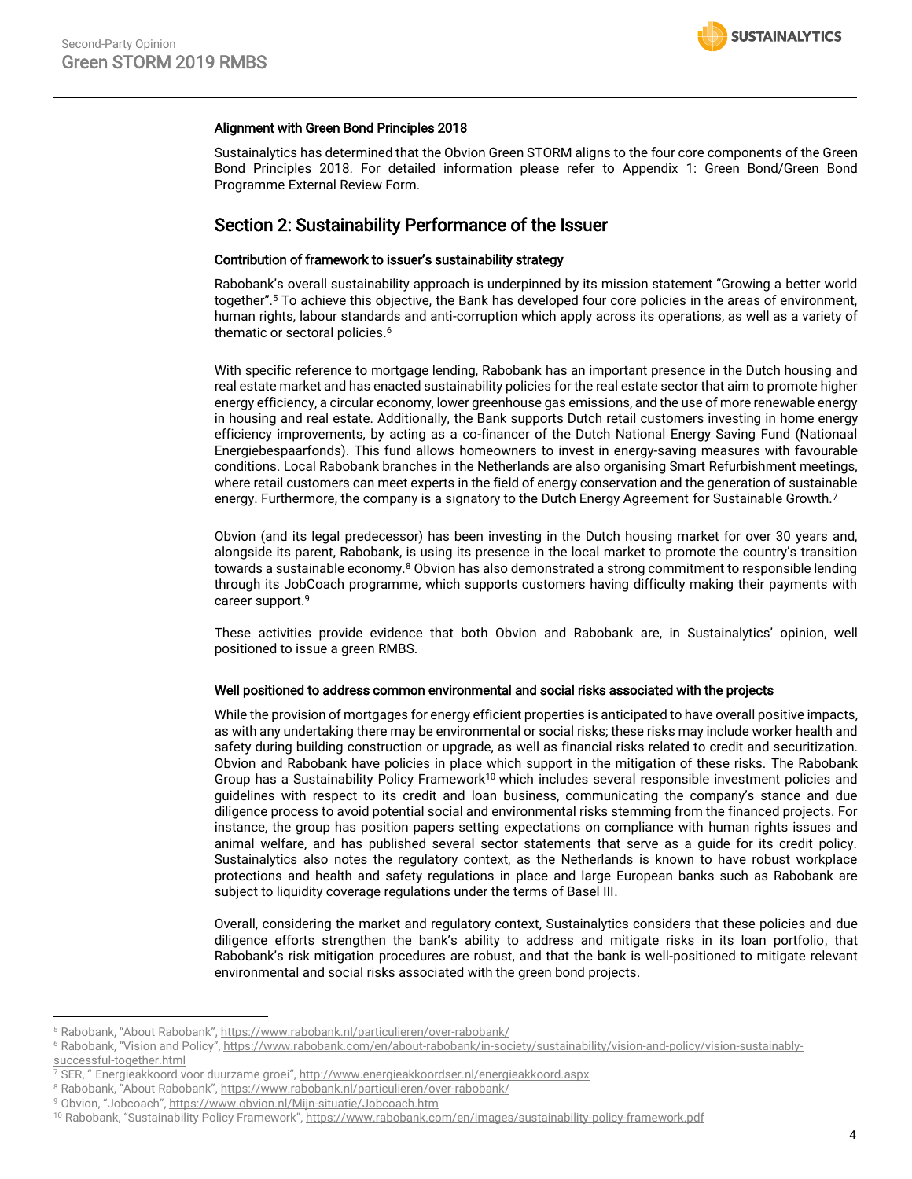### Alignment with Green Bond Principles 2018

Sustainalytics has determined that the Obvion Green STORM aligns to the four core components of the Green Bond Principles 2018. For detailed information please refer to Appendix 1: Green Bond/Green Bond Programme External Review Form.

## Section 2: Sustainability Performance of the Issuer

### Contribution of framework to issuer's sustainability strategy

Rabobank's overall sustainability approach is underpinned by its mission statement "Growing a better world together".[5] To achieve this objective, the Bank has developed four core policies in the areas of environment, human rights, labour standards and anti-corruption which apply across its operations, as well as a variety of thematic or sectoral policies.[6]

With specific reference to mortgage lending, Rabobank has an important presence in the Dutch housing and real estate market and has enacted sustainability policies for the real estate sector that aim to promote higher energy efficiency, a circular economy, lower greenhouse gas emissions, and the use of more renewable energy in housing and real estate. Additionally, the Bank supports Dutch retail customers investing in home energy efficiency improvements, by acting as a co-financer of the Dutch National Energy Saving Fund (Nationaal Energiebespaarfonds). This fund allows homeowners to invest in energy-saving measures with favourable conditions. Local Rabobank branches in the Netherlands are also organising Smart Refurbishment meetings, where retail customers can meet experts in the field of energy conservation and the generation of sustainable energy. Furthermore, the company is a signatory to the Dutch Energy Agreement for Sustainable Growth.[7]

Obvion (and its legal predecessor) has been investing in the Dutch housing market for over 30 years and, alongside its parent, Rabobank, is using its presence in the local market to promote the country's transition towards a sustainable economy.[8] Obvion has also demonstrated a strong commitment to responsible lending through its JobCoach programme, which supports customers having difficulty making their payments with career support.[9]

These activities provide evidence that both Obvion and Rabobank are, in Sustainalytics' opinion, well positioned to issue a green RMBS.

### Well positioned to address common environmental and social risks associated with the projects

While the provision of mortgages for energy efficient properties is anticipated to have overall positive impacts, as with any undertaking there may be environmental or social risks; these risks may include worker health and safety during building construction or upgrade, as well as financial risks related to credit and securitization. Obvion and Rabobank have policies in place which support in the mitigation of these risks. The Rabobank Group has a Sustainability Policy Framework[10] which includes several responsible investment policies and guidelines with respect to its credit and loan business, communicating the company's stance and due diligence process to avoid potential social and environmental risks stemming from the financed projects. For instance, the group has position papers setting expectations on compliance with human rights issues and animal welfare, and has published several sector statements that serve as a guide for its credit policy. Sustainalytics also notes the regulatory context, as the Netherlands is known to have robust workplace protections and health and safety regulations in place and large European banks such as Rabobank are subject to liquidity coverage regulations under the terms of Basel III.

Overall, considering the market and regulatory context, Sustainalytics considers that these policies and due diligence efforts strengthen the bank's ability to address and mitigate risks in its loan portfolio, that Rabobank's risk mitigation procedures are robust, and that the bank is well-positioned to mitigate relevant environmental and social risks associated with the green bond projects.

---

[5] Rabobank, "About Rabobank", https://www.rabobank.nl/particulieren/over-rabobank/

[6] Rabobank, "Vision and Policy", https://www.rabobank.com/en/about-rabobank/in-society/sustainability/vision-and-policy/vision-sustainably-successful-together.html

[7] SER, " Energieakkoord voor duurzame groei", http://www.energieakkoordser.nl/energieakkoord.aspx

[8] Rabobank, "About Rabobank", https://www.rabobank.nl/particulieren/over-rabobank/

[9] Obvion, "Jobcoach", https://www.obvion.nl/Mijn-situatie/Jobcoach.htm

[10] Rabobank, "Sustainability Policy Framework", https://www.rabobank.com/en/images/sustainability-policy-framework.pdf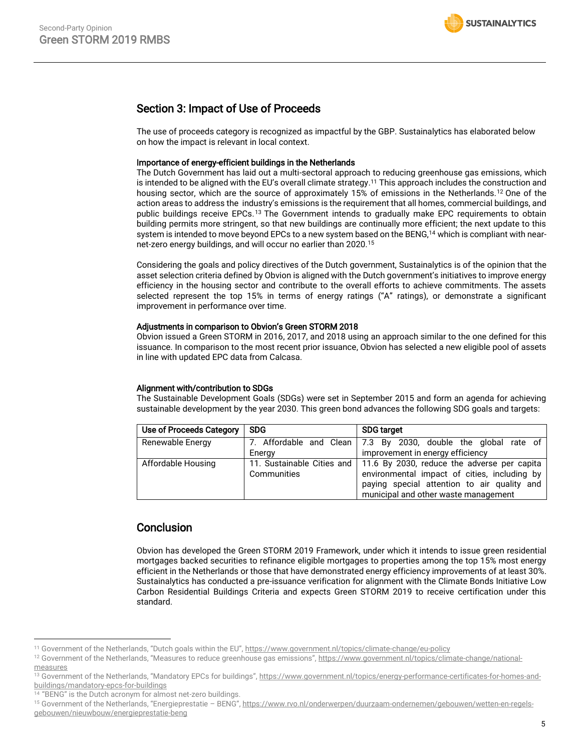## Section 3: Impact of Use of Proceeds

The use of proceeds category is recognized as impactful by the GBP. Sustainalytics has elaborated below on how the impact is relevant in local context.

### Importance of energy-efficient buildings in the Netherlands

The Dutch Government has laid out a multi-sectoral approach to reducing greenhouse gas emissions, which is intended to be aligned with the EU's overall climate strategy.[11] This approach includes the construction and housing sector, which are the source of approximately 15% of emissions in the Netherlands.[12] One of the action areas to address the industry's emissions is the requirement that all homes, commercial buildings, and public buildings receive EPCs.[13] The Government intends to gradually make EPC requirements to obtain building permits more stringent, so that new buildings are continually more efficient; the next update to this system is intended to move beyond EPCs to a new system based on the BENG,[14] which is compliant with near-net-zero energy buildings, and will occur no earlier than 2020.[15]

Considering the goals and policy directives of the Dutch government, Sustainalytics is of the opinion that the asset selection criteria defined by Obvion is aligned with the Dutch government's initiatives to improve energy efficiency in the housing sector and contribute to the overall efforts to achieve commitments. The assets selected represent the top 15% in terms of energy ratings ("A" ratings), or demonstrate a significant improvement in performance over time.

### Adjustments in comparison to Obvion's Green STORM 2018

Obvion issued a Green STORM in 2016, 2017, and 2018 using an approach similar to the one defined for this issuance. In comparison to the most recent prior issuance, Obvion has selected a new eligible pool of assets in line with updated EPC data from Calcasa.

### Alignment with/contribution to SDGs

The Sustainable Development Goals (SDGs) were set in September 2015 and form an agenda for achieving sustainable development by the year 2030. This green bond advances the following SDG goals and targets:

| Use of Proceeds Category | SDG | SDG target |
|---|---|---|
| Renewable Energy | 7. Affordable and Clean Energy | 7.3 By 2030, double the global rate of improvement in energy efficiency |
| Affordable Housing | 11. Sustainable Cities and Communities | 11.6 By 2030, reduce the adverse per capita environmental impact of cities, including by paying special attention to air quality and municipal and other waste management |

## Conclusion

Obvion has developed the Green STORM 2019 Framework, under which it intends to issue green residential mortgages backed securities to refinance eligible mortgages to properties among the top 15% most energy efficient in the Netherlands or those that have demonstrated energy efficiency improvements of at least 30%. Sustainalytics has conducted a pre-issuance verification for alignment with the Climate Bonds Initiative Low Carbon Residential Buildings Criteria and expects Green STORM 2019 to receive certification under this standard.

---

[11] Government of the Netherlands, "Dutch goals within the EU", https://www.government.nl/topics/climate-change/eu-policy

[12] Government of the Netherlands, "Measures to reduce greenhouse gas emissions", https://www.government.nl/topics/climate-change/national-measures

[13] Government of the Netherlands, "Mandatory EPCs for buildings", https://www.government.nl/topics/energy-performance-certificates-for-homes-and-buildings/mandatory-epcs-for-buildings

[14] "BENG" is the Dutch acronym for almost net-zero buildings.

[15] Government of the Netherlands, "Energieprestatie – BENG", https://www.rvo.nl/onderwerpen/duurzaam-ondernemen/gebouwen/wetten-en-regels-gebouwen/nieuwbouw/energieprestatie-beng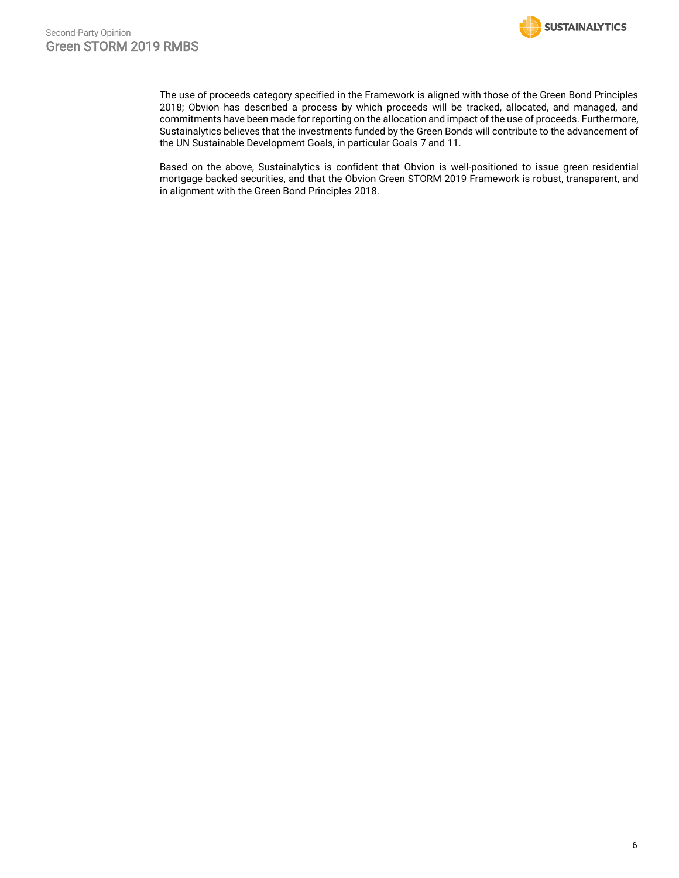The use of proceeds category specified in the Framework is aligned with those of the Green Bond Principles 2018; Obvion has described a process by which proceeds will be tracked, allocated, and managed, and commitments have been made for reporting on the allocation and impact of the use of proceeds. Furthermore, Sustainalytics believes that the investments funded by the Green Bonds will contribute to the advancement of the UN Sustainable Development Goals, in particular Goals 7 and 11.

Based on the above, Sustainalytics is confident that Obvion is well-positioned to issue green residential mortgage backed securities, and that the Obvion Green STORM 2019 Framework is robust, transparent, and in alignment with the Green Bond Principles 2018.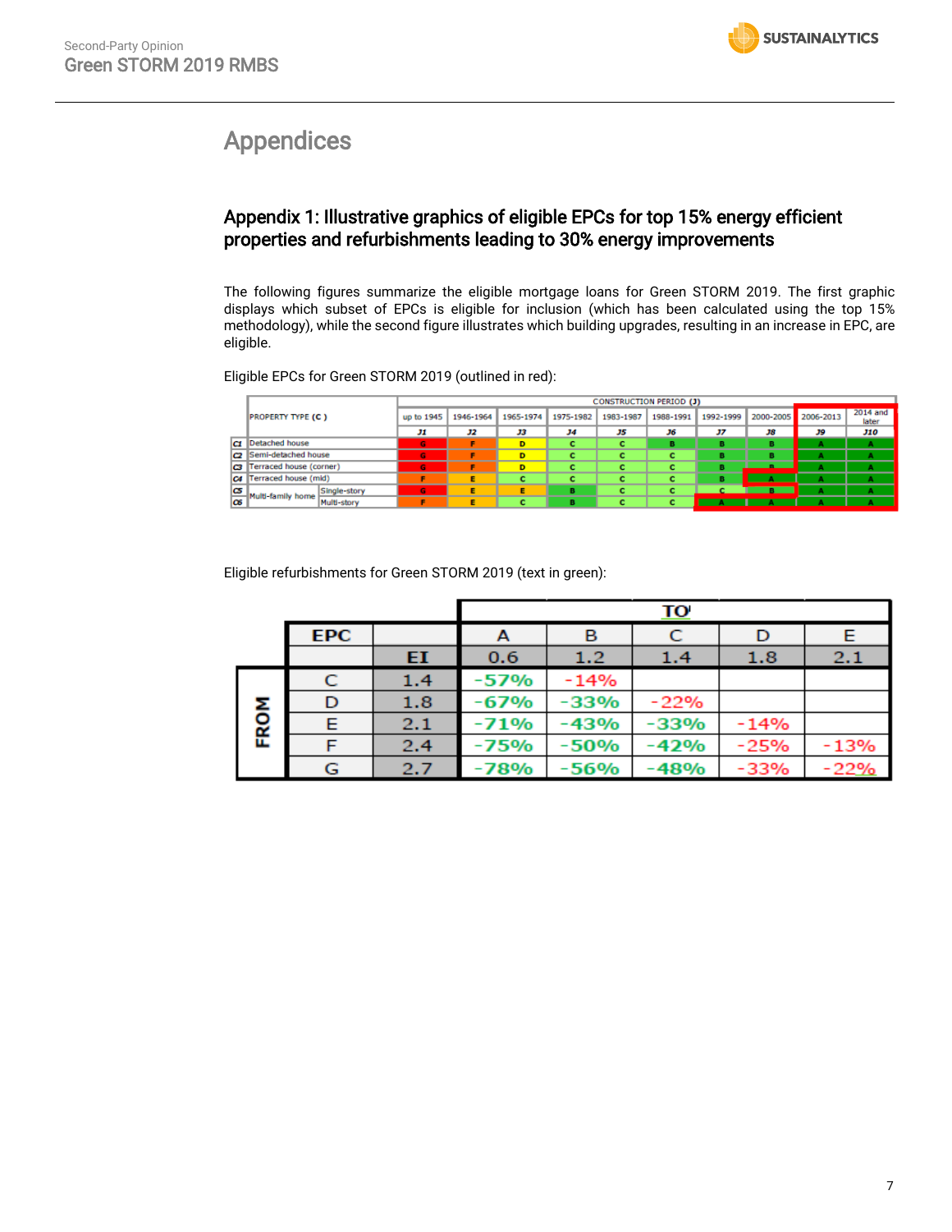# Appendices

## Appendix 1: Illustrative graphics of eligible EPCs for top 15% energy efficient properties and refurbishments leading to 30% energy improvements

The following figures summarize the eligible mortgage loans for Green STORM 2019. The first graphic displays which subset of EPCs is eligible for inclusion (which has been calculated using the top 15% methodology), while the second figure illustrates which building upgrades, resulting in an increase in EPC, are eligible.

Eligible EPCs for Green STORM 2019 (outlined in red):

| | PROPERTY TYPE (C) | | CONSTRUCTION PERIOD (J) | | | | | | | | | |
|---|---|---|---|---|---|---|---|---|---|---|---|---|
| | | | up to 1945 | 1946-1964 | 1965-1974 | 1975-1982 | 1983-1987 | 1988-1991 | 1992-1999 | 2000-2005 | 2006-2013 | 2014 and later |
| | | | J1 | J2 | J3 | J4 | J5 | J6 | J7 | J8 | J9 | J10 |
| C1 | Detached house | | G | F | D | C | C | B | B | B | A | A |
| C2 | Semi-detached house | | G | F | D | C | C | C | B | B | A | A |
| C3 | Terraced house (corner) | | G | F | D | C | C | C | B | B | A | A |
| C4 | Terraced house (mid) | | F | E | C | C | C | C | B | A | A | A |
| C5 | Multi-family home | Single-story | G | E | E | B | C | C | C | B | A | A |
| C6 | Multi-family home | Multi-story | F | E | C | B | C | C | A | A | A | A |

Eligible refurbishments for Green STORM 2019 (text in green):

| | | | TO | | | | |
|---|---|---|---|---|---|---|---|
| | EPC | | A | B | C | D | E |
| | | EI | 0.6 | 1.2 | 1.4 | 1.8 | 2.1 |
| FROM | C | 1.4 | -57% | -14% | | | |
| FROM | D | 1.8 | -67% | -33% | -22% | | |
| FROM | E | 2.1 | -71% | -43% | -33% | -14% | |
| FROM | F | 2.4 | -75% | -50% | -42% | -25% | -13% |
| FROM | G | 2.7 | -78% | -56% | -48% | -33% | -22% |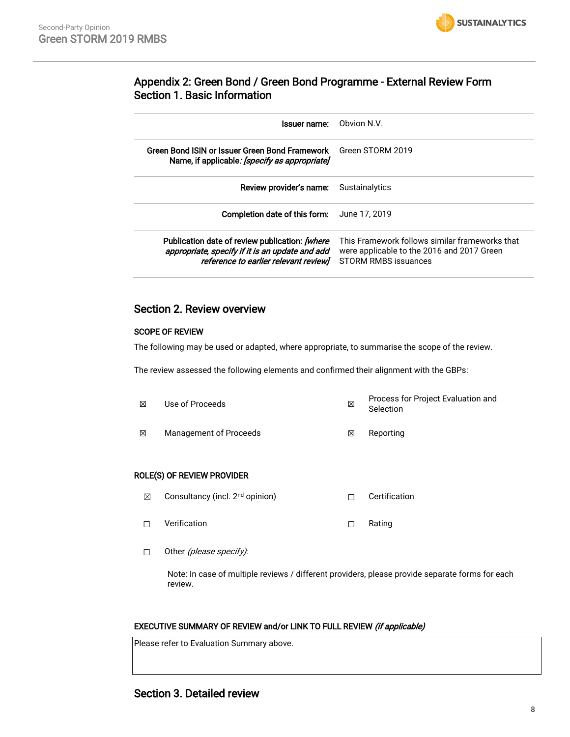## Appendix 2: Green Bond / Green Bond Programme - External Review Form
## Section 1. Basic Information

| | |
|---|---|
| **Issuer name:** | Obvion N.V. |
| **Green Bond ISIN or Issuer Green Bond Framework Name, if applicable:** *[specify as appropriate]* | Green STORM 2019 |
| **Review provider's name:** | Sustainalytics |
| **Completion date of this form:** | June 17, 2019 |
| **Publication date of review publication:** *[where appropriate, specify if it is an update and add reference to earlier relevant review]* | This Framework follows similar frameworks that were applicable to the 2016 and 2017 Green STORM RMBS issuances |

## Section 2. Review overview

### SCOPE OF REVIEW

The following may be used or adapted, where appropriate, to summarise the scope of the review.

The review assessed the following elements and confirmed their alignment with the GBPs:

| | | | |
|---|---|---|---|
| ☒ | Use of Proceeds | ☒ | Process for Project Evaluation and Selection |
| ☒ | Management of Proceeds | ☒ | Reporting |

### ROLE(S) OF REVIEW PROVIDER

| | | | |
|---|---|---|---|
| ☒ | Consultancy (incl. 2nd opinion) | ☐ | Certification |
| ☐ | Verification | ☐ | Rating |
| ☐ | Other *(please specify)*: | | |

Note: In case of multiple reviews / different providers, please provide separate forms for each review.

### EXECUTIVE SUMMARY OF REVIEW and/or LINK TO FULL REVIEW *(if applicable)*

Please refer to Evaluation Summary above.

## Section 3. Detailed review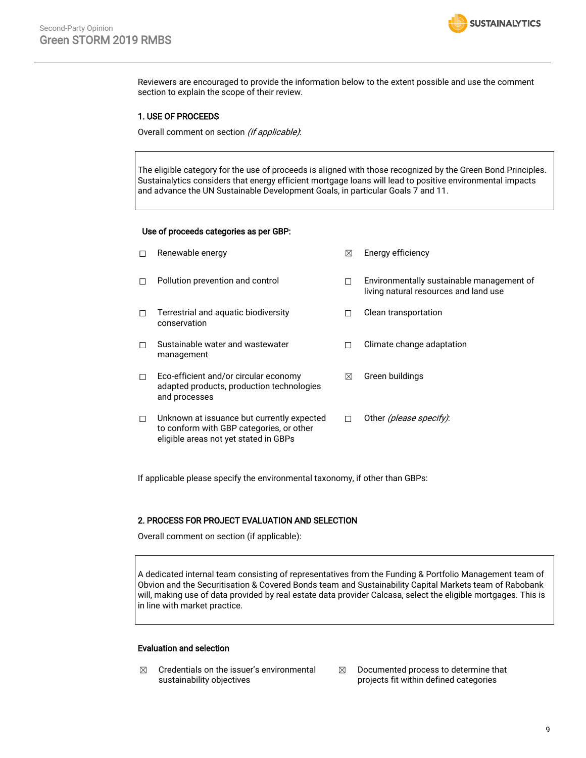Reviewers are encouraged to provide the information below to the extent possible and use the comment section to explain the scope of their review.

## 1. USE OF PROCEEDS

Overall comment on section *(if applicable)*:

> The eligible category for the use of proceeds is aligned with those recognized by the Green Bond Principles. Sustainalytics considers that energy efficient mortgage loans will lead to positive environmental impacts and advance the UN Sustainable Development Goals, in particular Goals 7 and 11.

**Use of proceeds categories as per GBP:**

- ☐ Renewable energy
- ☒ Energy efficiency
- ☐ Pollution prevention and control
- ☐ Environmentally sustainable management of living natural resources and land use
- ☐ Terrestrial and aquatic biodiversity conservation
- ☐ Clean transportation
- ☐ Sustainable water and wastewater management
- ☐ Climate change adaptation
- ☐ Eco-efficient and/or circular economy adapted products, production technologies and processes
- ☒ Green buildings
- ☐ Unknown at issuance but currently expected to conform with GBP categories, or other eligible areas not yet stated in GBPs
- ☐ Other *(please specify)*:

If applicable please specify the environmental taxonomy, if other than GBPs:

## 2. PROCESS FOR PROJECT EVALUATION AND SELECTION

Overall comment on section (if applicable):

> A dedicated internal team consisting of representatives from the Funding & Portfolio Management team of Obvion and the Securitisation & Covered Bonds team and Sustainability Capital Markets team of Rabobank will, making use of data provided by real estate data provider Calcasa, select the eligible mortgages. This is in line with market practice.

**Evaluation and selection**

- ☒ Credentials on the issuer's environmental sustainability objectives
- ☒ Documented process to determine that projects fit within defined categories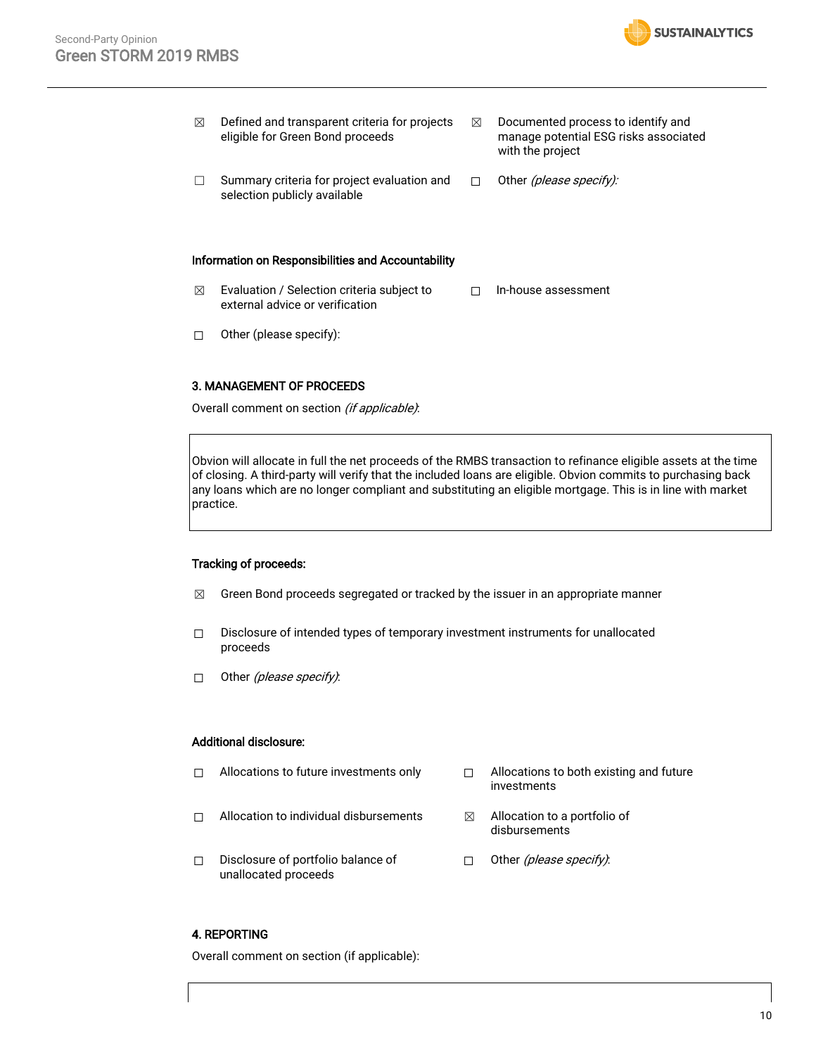☒ Defined and transparent criteria for projects eligible for Green Bond proceeds

☒ Documented process to identify and manage potential ESG risks associated with the project

☐ Summary criteria for project evaluation and selection publicly available

☐ Other *(please specify):*

**Information on Responsibilities and Accountability**

☒ Evaluation / Selection criteria subject to external advice or verification

☐ In-house assessment

☐ Other (please specify):

**3. MANAGEMENT OF PROCEEDS**

Overall comment on section *(if applicable)*:

| Obvion will allocate in full the net proceeds of the RMBS transaction to refinance eligible assets at the time of closing. A third-party will verify that the included loans are eligible. Obvion commits to purchasing back any loans which are no longer compliant and substituting an eligible mortgage. This is in line with market practice. |
|---|

**Tracking of proceeds:**

☒ Green Bond proceeds segregated or tracked by the issuer in an appropriate manner

☐ Disclosure of intended types of temporary investment instruments for unallocated proceeds

☐ Other *(please specify)*:

**Additional disclosure:**

☐ Allocations to future investments only

☐ Allocations to both existing and future investments

☐ Allocation to individual disbursements

☒ Allocation to a portfolio of disbursements

☐ Disclosure of portfolio balance of unallocated proceeds

☐ Other *(please specify)*:

**4. REPORTING**

Overall comment on section (if applicable):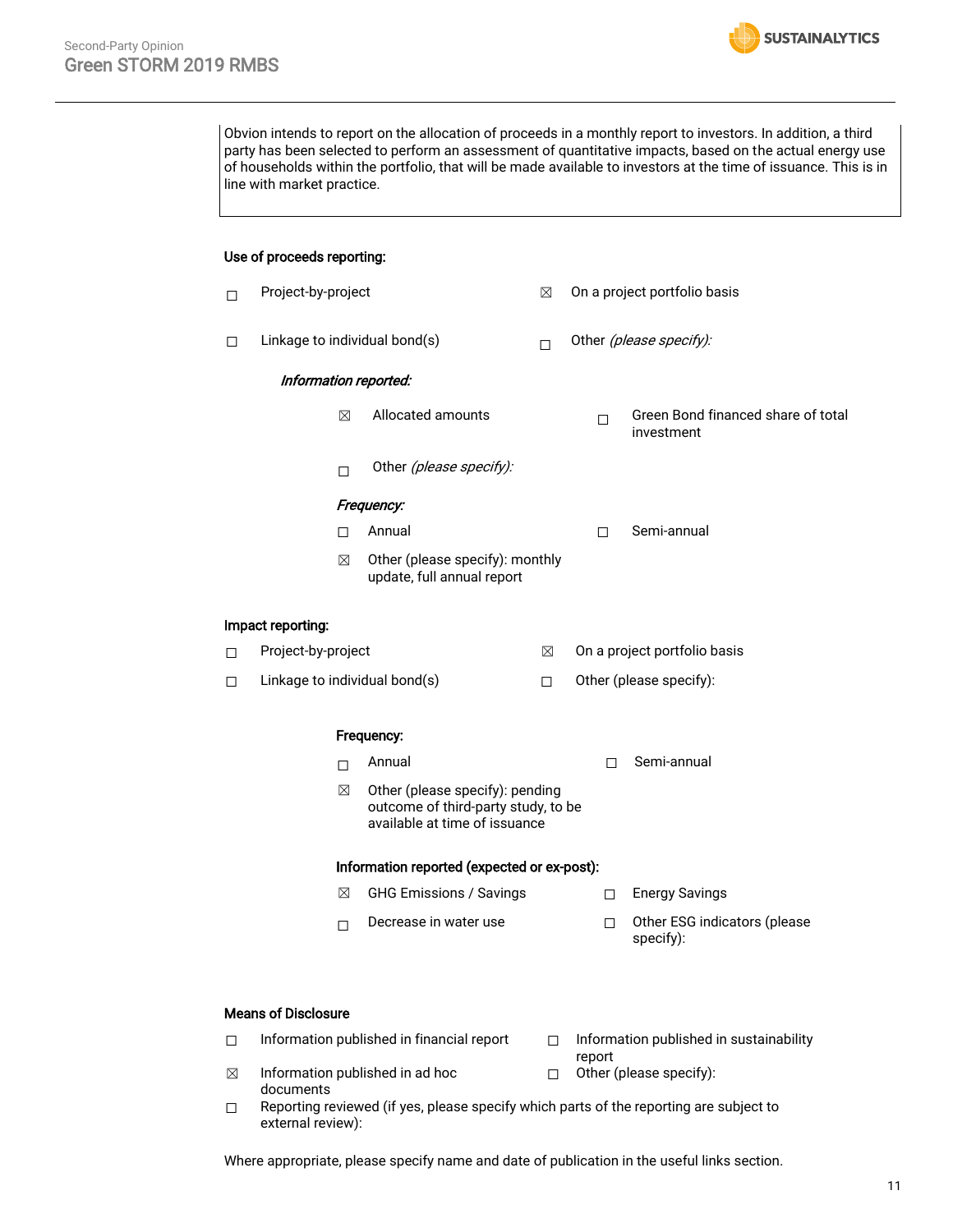Obvion intends to report on the allocation of proceeds in a monthly report to investors. In addition, a third party has been selected to perform an assessment of quantitative impacts, based on the actual energy use of households within the portfolio, that will be made available to investors at the time of issuance. This is in line with market practice.

**Use of proceeds reporting:**

- ☐ Project-by-project
- ☒ On a project portfolio basis
- ☐ Linkage to individual bond(s)
- ☐ Other *(please specify):*

*Information reported:*

- ☒ Allocated amounts
- ☐ Green Bond financed share of total investment
- ☐ Other *(please specify):*

*Frequency:*

- ☐ Annual
- ☐ Semi-annual
- ☒ Other (please specify): monthly update, full annual report

**Impact reporting:**

- ☐ Project-by-project
- ☒ On a project portfolio basis
- ☐ Linkage to individual bond(s)
- ☐ Other (please specify):

**Frequency:**

- ☐ Annual
- ☐ Semi-annual
- ☒ Other (please specify): pending outcome of third-party study, to be available at time of issuance

**Information reported (expected or ex-post):**

- ☒ GHG Emissions / Savings
- ☐ Energy Savings
- ☐ Decrease in water use
- ☐ Other ESG indicators (please specify):

**Means of Disclosure**

- ☐ Information published in financial report
- ☐ Information published in sustainability report
- ☒ Information published in ad hoc documents
- ☐ Other (please specify):
- ☐ Reporting reviewed (if yes, please specify which parts of the reporting are subject to external review):

Where appropriate, please specify name and date of publication in the useful links section.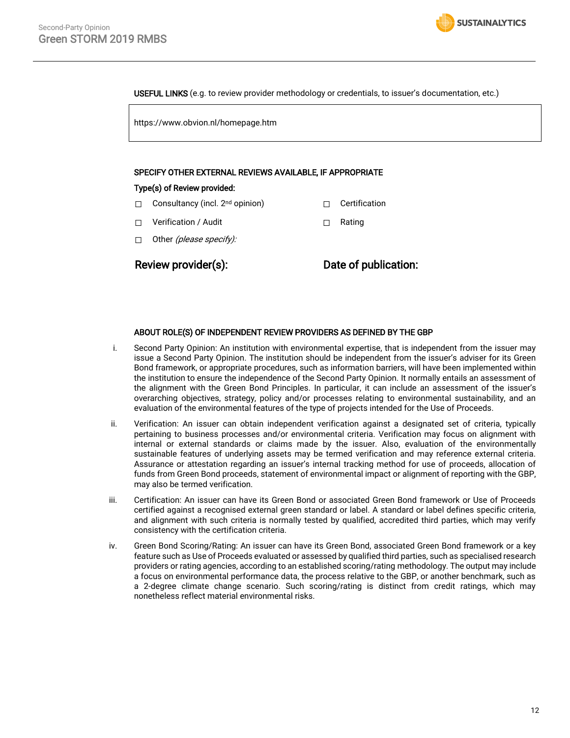**USEFUL LINKS** (e.g. to review provider methodology or credentials, to issuer's documentation, etc.)

https://www.obvion.nl/homepage.htm

**SPECIFY OTHER EXTERNAL REVIEWS AVAILABLE, IF APPROPRIATE**

**Type(s) of Review provided:**

- ☐ Consultancy (incl. 2nd opinion)
- ☐ Certification
- ☐ Verification / Audit
- ☐ Rating
- ☐ Other *(please specify):*

**Review provider(s):**

**Date of publication:**

**ABOUT ROLE(S) OF INDEPENDENT REVIEW PROVIDERS AS DEFINED BY THE GBP**

i. Second Party Opinion: An institution with environmental expertise, that is independent from the issuer may issue a Second Party Opinion. The institution should be independent from the issuer's adviser for its Green Bond framework, or appropriate procedures, such as information barriers, will have been implemented within the institution to ensure the independence of the Second Party Opinion. It normally entails an assessment of the alignment with the Green Bond Principles. In particular, it can include an assessment of the issuer's overarching objectives, strategy, policy and/or processes relating to environmental sustainability, and an evaluation of the environmental features of the type of projects intended for the Use of Proceeds.

ii. Verification: An issuer can obtain independent verification against a designated set of criteria, typically pertaining to business processes and/or environmental criteria. Verification may focus on alignment with internal or external standards or claims made by the issuer. Also, evaluation of the environmentally sustainable features of underlying assets may be termed verification and may reference external criteria. Assurance or attestation regarding an issuer's internal tracking method for use of proceeds, allocation of funds from Green Bond proceeds, statement of environmental impact or alignment of reporting with the GBP, may also be termed verification.

iii. Certification: An issuer can have its Green Bond or associated Green Bond framework or Use of Proceeds certified against a recognised external green standard or label. A standard or label defines specific criteria, and alignment with such criteria is normally tested by qualified, accredited third parties, which may verify consistency with the certification criteria.

iv. Green Bond Scoring/Rating: An issuer can have its Green Bond, associated Green Bond framework or a key feature such as Use of Proceeds evaluated or assessed by qualified third parties, such as specialised research providers or rating agencies, according to an established scoring/rating methodology. The output may include a focus on environmental performance data, the process relative to the GBP, or another benchmark, such as a 2-degree climate change scenario. Such scoring/rating is distinct from credit ratings, which may nonetheless reflect material environmental risks.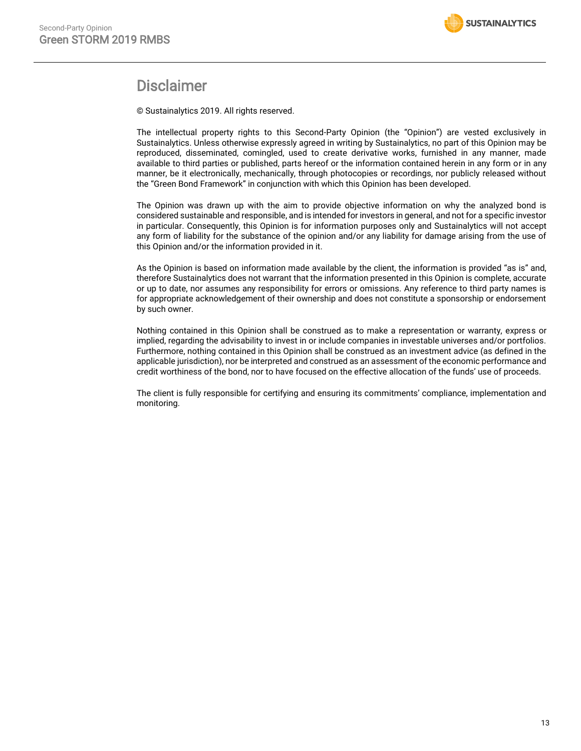# Disclaimer

© Sustainalytics 2019. All rights reserved.

The intellectual property rights to this Second-Party Opinion (the "Opinion") are vested exclusively in Sustainalytics. Unless otherwise expressly agreed in writing by Sustainalytics, no part of this Opinion may be reproduced, disseminated, comingled, used to create derivative works, furnished in any manner, made available to third parties or published, parts hereof or the information contained herein in any form or in any manner, be it electronically, mechanically, through photocopies or recordings, nor publicly released without the "Green Bond Framework" in conjunction with which this Opinion has been developed.

The Opinion was drawn up with the aim to provide objective information on why the analyzed bond is considered sustainable and responsible, and is intended for investors in general, and not for a specific investor in particular. Consequently, this Opinion is for information purposes only and Sustainalytics will not accept any form of liability for the substance of the opinion and/or any liability for damage arising from the use of this Opinion and/or the information provided in it.

As the Opinion is based on information made available by the client, the information is provided "as is" and, therefore Sustainalytics does not warrant that the information presented in this Opinion is complete, accurate or up to date, nor assumes any responsibility for errors or omissions. Any reference to third party names is for appropriate acknowledgement of their ownership and does not constitute a sponsorship or endorsement by such owner.

Nothing contained in this Opinion shall be construed as to make a representation or warranty, express or implied, regarding the advisability to invest in or include companies in investable universes and/or portfolios. Furthermore, nothing contained in this Opinion shall be construed as an investment advice (as defined in the applicable jurisdiction), nor be interpreted and construed as an assessment of the economic performance and credit worthiness of the bond, nor to have focused on the effective allocation of the funds' use of proceeds.

The client is fully responsible for certifying and ensuring its commitments' compliance, implementation and monitoring.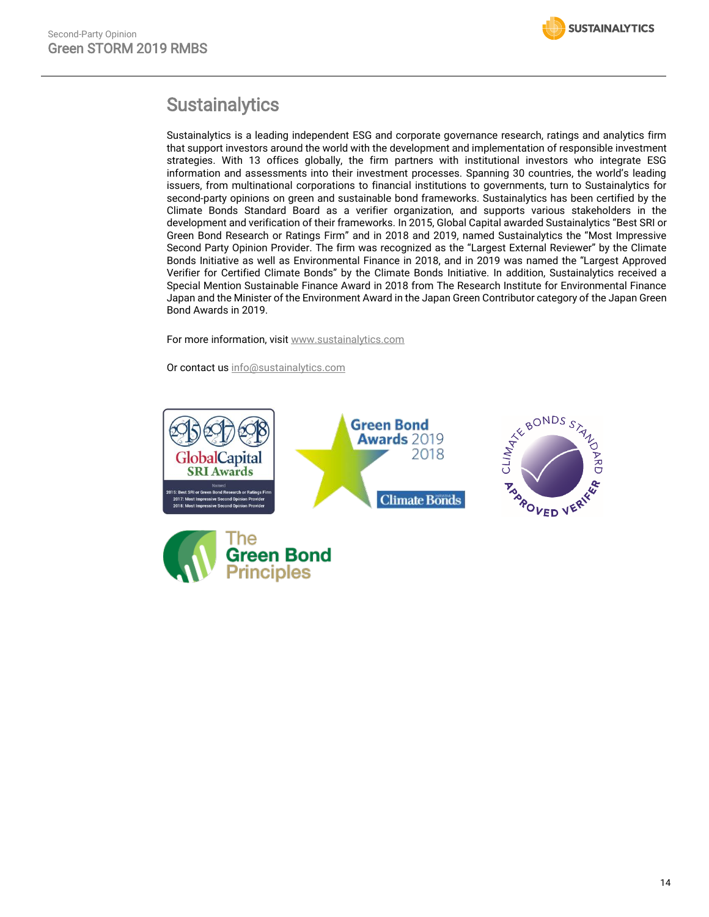## Sustainalytics

Sustainalytics is a leading independent ESG and corporate governance research, ratings and analytics firm that support investors around the world with the development and implementation of responsible investment strategies. With 13 offices globally, the firm partners with institutional investors who integrate ESG information and assessments into their investment processes. Spanning 30 countries, the world's leading issuers, from multinational corporations to financial institutions to governments, turn to Sustainalytics for second-party opinions on green and sustainable bond frameworks. Sustainalytics has been certified by the Climate Bonds Standard Board as a verifier organization, and supports various stakeholders in the development and verification of their frameworks. In 2015, Global Capital awarded Sustainalytics "Best SRI or Green Bond Research or Ratings Firm" and in 2018 and 2019, named Sustainalytics the "Most Impressive Second Party Opinion Provider. The firm was recognized as the "Largest External Reviewer" by the Climate Bonds Initiative as well as Environmental Finance in 2018, and in 2019 was named the "Largest Approved Verifier for Certified Climate Bonds" by the Climate Bonds Initiative. In addition, Sustainalytics received a Special Mention Sustainable Finance Award in 2018 from The Research Institute for Environmental Finance Japan and the Minister of the Environment Award in the Japan Green Contributor category of the Japan Green Bond Awards in 2019.

For more information, visit www.sustainalytics.com

Or contact us info@sustainalytics.com